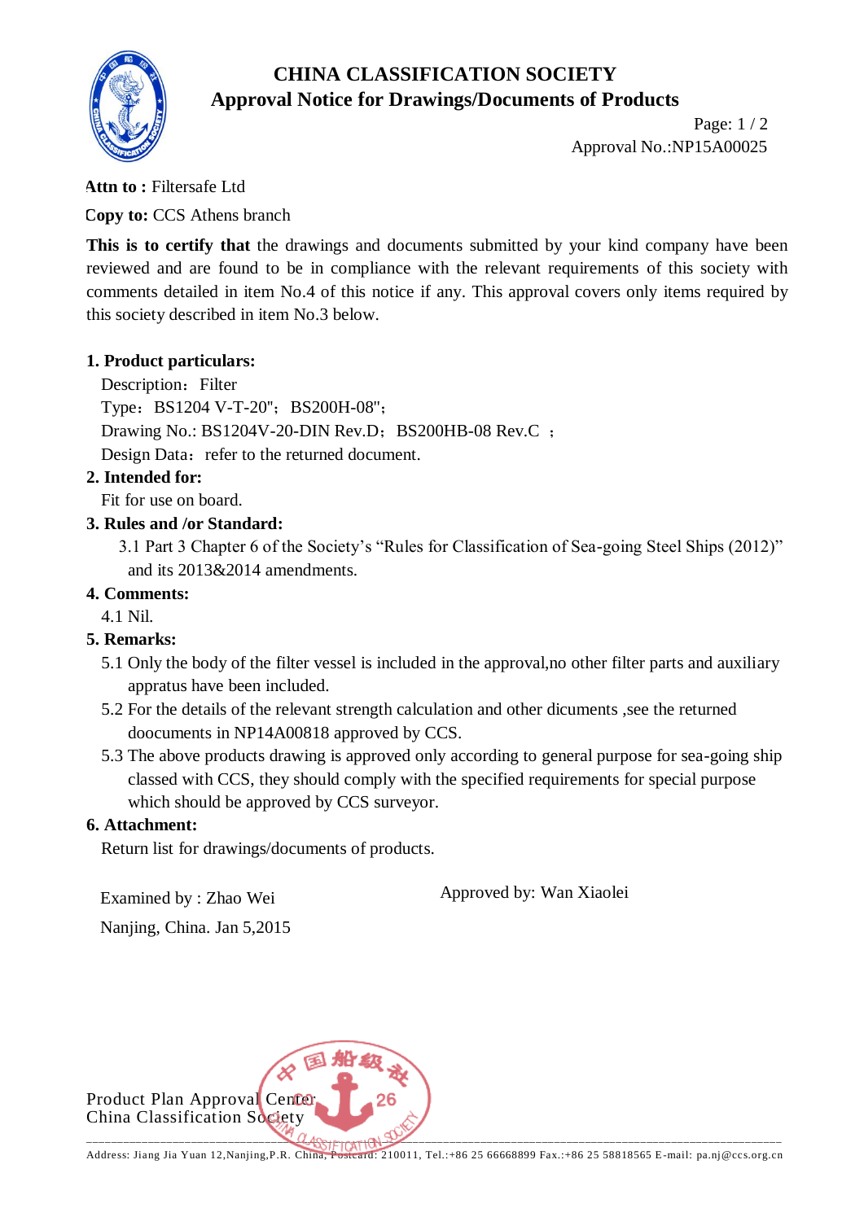# CHINA CLASSIFICATION SOCIETY

## Approval Notice for Drawings/Documents of Products

Approval No.:NP15A00025

**Attn to :** Filtersafe Ltd

**Copy to:** CCS Athens branch

**This is to certify that** the drawings and documents submitted by your kind company have been reviewed and are found to be in compliance with the relevant requirements of this society with comments detailed in item No.4 of this notice if any. This approval covers only items required by this society described in item No.3 below.

**1. Product particulars:**

Description：Filter

Type：BS1204 V-T-20"；BS200H-08"；

Drawing No.: BS1204V-20-DIN Rev.D；BS200HB-08 Rev.C ；

Design Data：refer to the returned document.

**2. Intended for:**

Fit for use on board.

**3. Rules and /or Standard:**

3.1 Part 3 Chapter 6 of the Society's "Rules for Classification of Sea-going Steel Ships (2012)" and its 2013&2014 amendments.

**4. Comments:**

4.1 Nil.

**5. Remarks:**

5.1 Only the body of the filter vessel is included in the approval,no other filter parts and auxiliary appratus have been included.

5.2 For the details of the relevant strength calculation and other dicuments ,see the returned doocuments in NP14A00818 approved by CCS.

5.3 The above products drawing is approved only according to general purpose for sea-going ship classed with CCS, they should comply with the specified requirements for special purpose which should be approved by CCS surveyor.

**6. Attachment:**

Return list for drawings/documents of products.

Examined by : Zhao Wei

Approved by: Wan Xiaolei

Nanjing, China. Jan 5,2015

Product Plan Approval Center
China Classification Society

Address: Jiang Jia Yuan 12,Nanjing,P.R. China, Postcard: 210011, Tel.:+86 25 66668899 Fax.:+86 25 58818565 E-mail: pa.nj@ccs.org.cn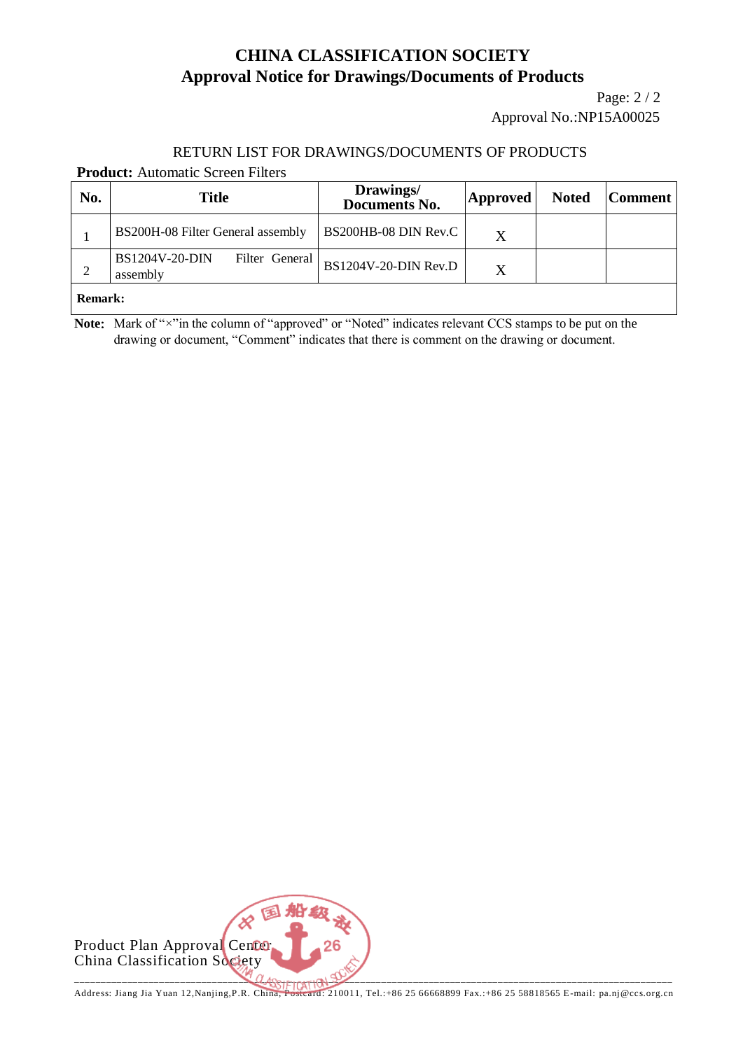# CHINA CLASSIFICATION SOCIETY
## Approval Notice for Drawings/Documents of Products

Approval No.:NP15A00025

RETURN LIST FOR DRAWINGS/DOCUMENTS OF PRODUCTS

**Product:** Automatic Screen Filters

| No. | Title | Drawings/ Documents No. | Approved | Noted | Comment |
|---|---|---|---|---|---|
| 1 | BS200H-08 Filter General assembly | BS200HB-08 DIN Rev.C | X | | |
| 2 | BS1204V-20-DIN Filter General assembly | BS1204V-20-DIN Rev.D | X | | |
| **Remark:** | | | | | |

**Note:** Mark of "×"in the column of "approved" or "Noted" indicates relevant CCS stamps to be put on the drawing or document, "Comment" indicates that there is comment on the drawing or document.

Product Plan Approval Center
China Classification Society

Address: Jiang Jia Yuan 12,Nanjing,P.R. China, Postcard: 210011, Tel.:+86 25 66668899 Fax.:+86 25 58818565 E-mail: pa.nj@ccs.org.cn